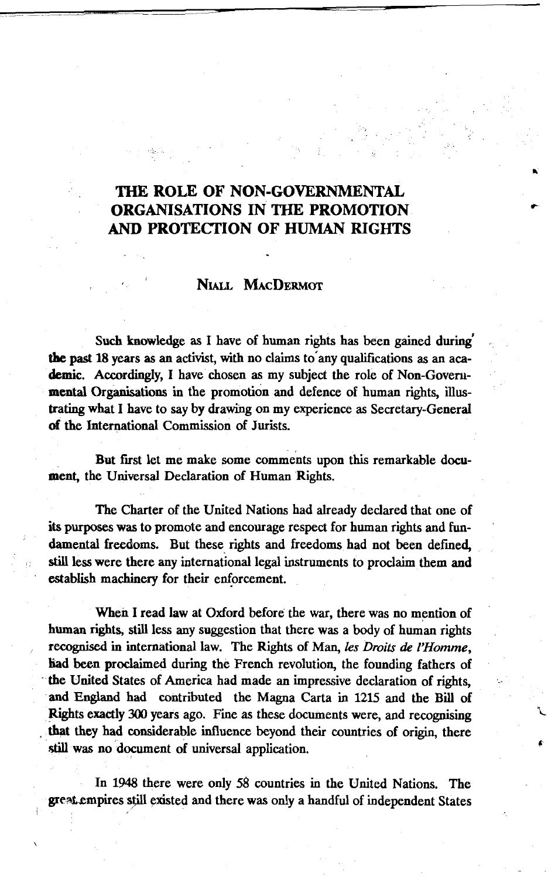# THE ROLE OF NON-GOVERNMENTAL ORGANISATIONS IN THE PROMOTION AND PROTECTION OF HUMAN RIGHTS

**NIALL MACDERMOT**

Such knowledge as I have of human rights has been gained during the past 18 years as an activist, with no claims to any qualifications as an academic. Accordingly, I have chosen as my subject the role of Non-Governmental Organisations in the promotion and defence of human rights, illustrating what I have to say by drawing on my experience as Secretary-General of the International Commission of Jurists.

But first let me make some comments upon this remarkable document, the Universal Declaration of Human Rights.

The Charter of the United Nations had already declared that one of its purposes was to promote and encourage respect for human rights and fundamental freedoms. But these rights and freedoms had not been defined, still less were there any international legal instruments to proclaim them and establish machinery for their enforcement.

When I read law at Oxford before the war, there was no mention of human rights, still less any suggestion that there was a body of human rights recognised in international law. The Rights of Man, *les Droits de l'Homme*, had been proclaimed during the French revolution, the founding fathers of the United States of America had made an impressive declaration of rights, and England had contributed the Magna Carta in 1215 and the Bill of Rights exactly 300 years ago. Fine as these documents were, and recognising that they had considerable influence beyond their countries of origin, there still was no document of universal application.

In 1948 there were only 58 countries in the United Nations. The great empires still existed and there was only a handful of independent States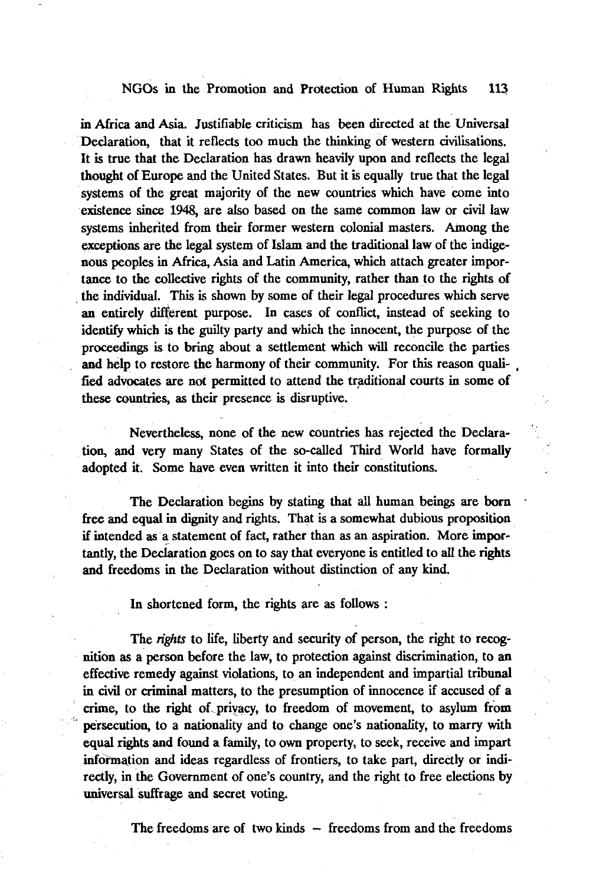in Africa and Asia. Justifiable criticism has been directed at the Universal Declaration, that it reflects too much the thinking of western civilisations. It is true that the Declaration has drawn heavily upon and reflects the legal thought of Europe and the United States. But it is equally true that the legal systems of the great majority of the new countries which have come into existence since 1948, are also based on the same common law or civil law systems inherited from their former western colonial masters. Among the exceptions are the legal system of Islam and the traditional law of the indigenous peoples in Africa, Asia and Latin America, which attach greater importance to the collective rights of the community, rather than to the rights of the individual. This is shown by some of their legal procedures which serve an entirely different purpose. In cases of conflict, instead of seeking to identify which is the guilty party and which the innocent, the purpose of the proceedings is to bring about a settlement which will reconcile the parties and help to restore the harmony of their community. For this reason qualified advocates are not permitted to attend the traditional courts in some of these countries, as their presence is disruptive.

Nevertheless, none of the new countries has rejected the Declaration, and very many States of the so-called Third World have formally adopted it. Some have even written it into their constitutions.

The Declaration begins by stating that all human beings are born free and equal in dignity and rights. That is a somewhat dubious proposition if intended as a statement of fact, rather than as an aspiration. More importantly, the Declaration goes on to say that everyone is entitled to all the rights and freedoms in the Declaration without distinction of any kind.

In shortened form, the rights are as follows :

The *rights* to life, liberty and security of person, the right to recognition as a person before the law, to protection against discrimination, to an effective remedy against violations, to an independent and impartial tribunal in civil or criminal matters, to the presumption of innocence if accused of a crime, to the right of privacy, to freedom of movement, to asylum from persecution, to a nationality and to change one's nationality, to marry with equal rights and found a family, to own property, to seek, receive and impart information and ideas regardless of frontiers, to take part, directly or indirectly, in the Government of one's country, and the right to free elections by universal suffrage and secret voting.

The freedoms are of two kinds – freedoms from and the freedoms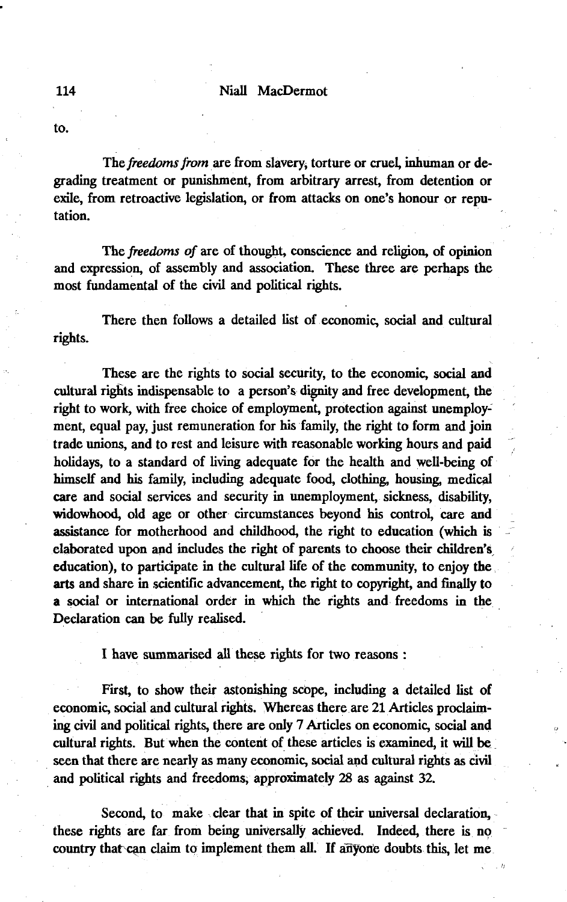to.

The *freedoms from* are from slavery, torture or cruel, inhuman or degrading treatment or punishment, from arbitrary arrest, from detention or exile, from retroactive legislation, or from attacks on one's honour or reputation.

The *freedoms of* are of thought, conscience and religion, of opinion and expression, of assembly and association. These three are perhaps the most fundamental of the civil and political rights.

There then follows a detailed list of economic, social and cultural rights.

These are the rights to social security, to the economic, social and cultural rights indispensable to a person's dignity and free development, the right to work, with free choice of employment, protection against unemployment, equal pay, just remuneration for his family, the right to form and join trade unions, and to rest and leisure with reasonable working hours and paid holidays, to a standard of living adequate for the health and well-being of himself and his family, including adequate food, clothing, housing, medical care and social services and security in unemployment, sickness, disability, widowhood, old age or other circumstances beyond his control, care and assistance for motherhood and childhood, the right to education (which is elaborated upon and includes the right of parents to choose their children's education), to participate in the cultural life of the community, to enjoy the arts and share in scientific advancement, the right to copyright, and finally to a social or international order in which the rights and freedoms in the Declaration can be fully realised.

I have summarised all these rights for two reasons :

First, to show their astonishing scope, including a detailed list of economic, social and cultural rights. Whereas there are 21 Articles proclaiming civil and political rights, there are only 7 Articles on economic, social and cultural rights. But when the content of these articles is examined, it will be seen that there are nearly as many economic, social and cultural rights as civil and political rights and freedoms, approximately 28 as against 32.

Second, to make clear that in spite of their universal declaration, these rights are far from being universally achieved. Indeed, there is no country that can claim to implement them all. If anyone doubts this, let me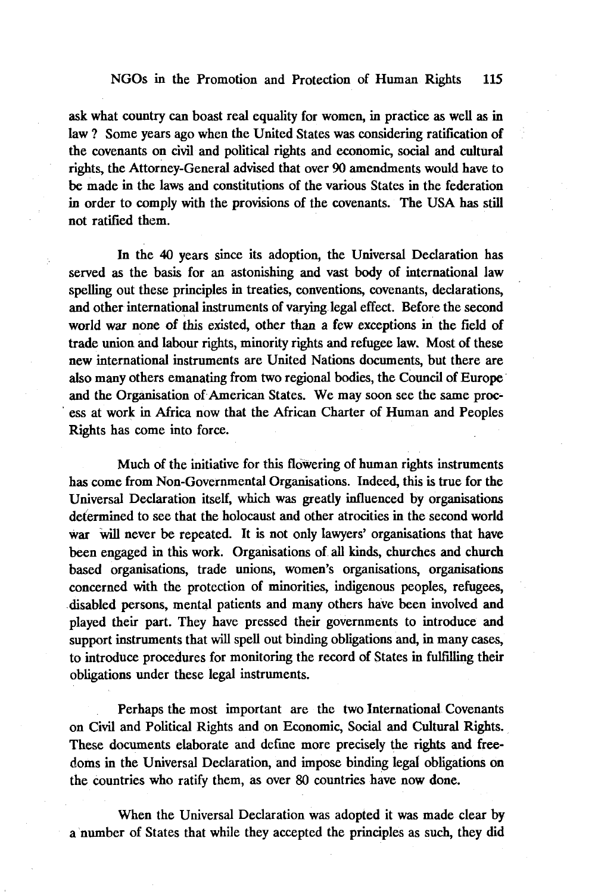ask what country can boast real equality for women, in practice as well as in law ? Some years ago when the United States was considering ratification of the covenants on civil and political rights and economic, social and cultural rights, the Attorney-General advised that over 90 amendments would have to be made in the laws and constitutions of the various States in the federation in order to comply with the provisions of the covenants. The USA has still not ratified them.

In the 40 years since its adoption, the Universal Declaration has served as the basis for an astonishing and vast body of international law spelling out these principles in treaties, conventions, covenants, declarations, and other international instruments of varying legal effect. Before the second world war none of this existed, other than a few exceptions in the field of trade union and labour rights, minority rights and refugee law. Most of these new international instruments are United Nations documents, but there are also many others emanating from two regional bodies, the Council of Europe and the Organisation of American States. We may soon see the same process at work in Africa now that the African Charter of Human and Peoples Rights has come into force.

Much of the initiative for this flowering of human rights instruments has come from Non-Governmental Organisations. Indeed, this is true for the Universal Declaration itself, which was greatly influenced by organisations determined to see that the holocaust and other atrocities in the second world war will never be repeated. It is not only lawyers' organisations that have been engaged in this work. Organisations of all kinds, churches and church based organisations, trade unions, women's organisations, organisations concerned with the protection of minorities, indigenous peoples, refugees, disabled persons, mental patients and many others have been involved and played their part. They have pressed their governments to introduce and support instruments that will spell out binding obligations and, in many cases, to introduce procedures for monitoring the record of States in fulfilling their obligations under these legal instruments.

Perhaps the most important are the two International Covenants on Civil and Political Rights and on Economic, Social and Cultural Rights. These documents elaborate and define more precisely the rights and freedoms in the Universal Declaration, and impose binding legal obligations on the countries who ratify them, as over 80 countries have now done.

When the Universal Declaration was adopted it was made clear by a number of States that while they accepted the principles as such, they did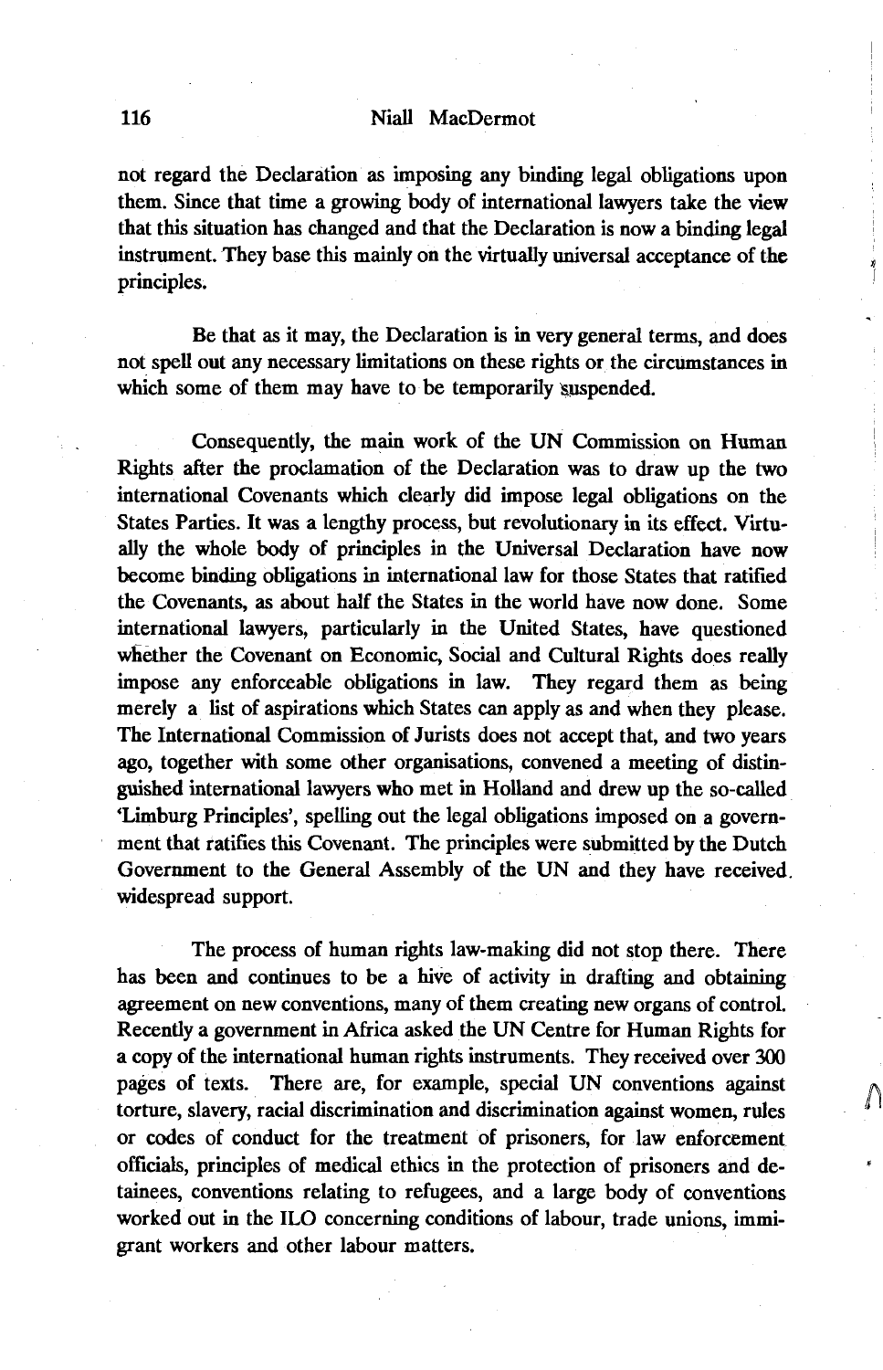not regard the Declaration as imposing any binding legal obligations upon them. Since that time a growing body of international lawyers take the view that this situation has changed and that the Declaration is now a binding legal instrument. They base this mainly on the virtually universal acceptance of the principles.

Be that as it may, the Declaration is in very general terms, and does not spell out any necessary limitations on these rights or the circumstances in which some of them may have to be temporarily suspended.

Consequently, the main work of the UN Commission on Human Rights after the proclamation of the Declaration was to draw up the two international Covenants which clearly did impose legal obligations on the States Parties. It was a lengthy process, but revolutionary in its effect. Virtually the whole body of principles in the Universal Declaration have now become binding obligations in international law for those States that ratified the Covenants, as about half the States in the world have now done. Some international lawyers, particularly in the United States, have questioned whether the Covenant on Economic, Social and Cultural Rights does really impose any enforceable obligations in law. They regard them as being merely a list of aspirations which States can apply as and when they please. The International Commission of Jurists does not accept that, and two years ago, together with some other organisations, convened a meeting of distinguished international lawyers who met in Holland and drew up the so-called 'Limburg Principles', spelling out the legal obligations imposed on a government that ratifies this Covenant. The principles were submitted by the Dutch Government to the General Assembly of the UN and they have received widespread support.

The process of human rights law-making did not stop there. There has been and continues to be a hive of activity in drafting and obtaining agreement on new conventions, many of them creating new organs of control. Recently a government in Africa asked the UN Centre for Human Rights for a copy of the international human rights instruments. They received over 300 pages of texts. There are, for example, special UN conventions against torture, slavery, racial discrimination and discrimination against women, rules or codes of conduct for the treatment of prisoners, for law enforcement officials, principles of medical ethics in the protection of prisoners and detainees, conventions relating to refugees, and a large body of conventions worked out in the ILO concerning conditions of labour, trade unions, immigrant workers and other labour matters.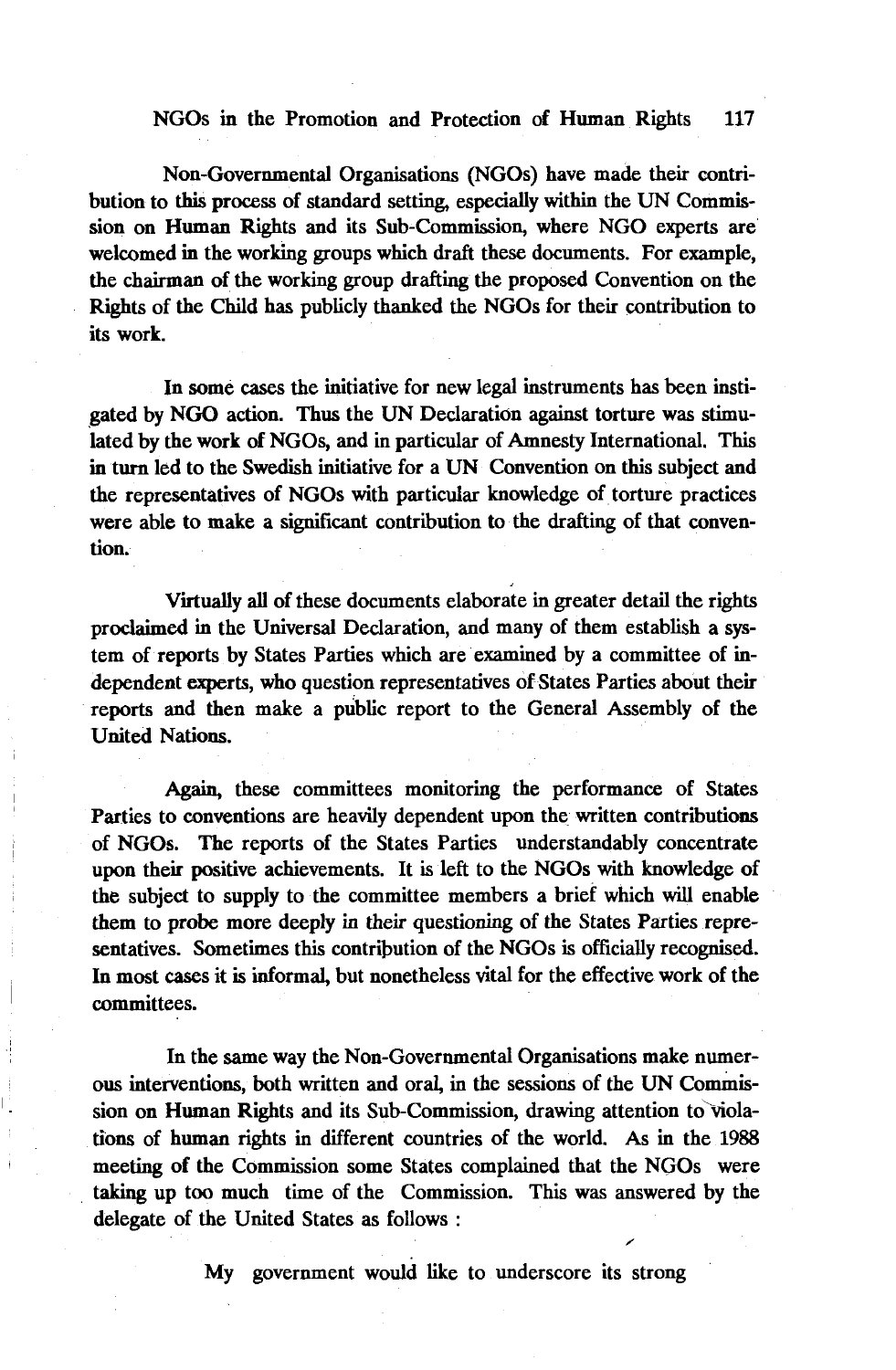Non-Governmental Organisations (NGOs) have made their contribution to this process of standard setting, especially within the UN Commission on Human Rights and its Sub-Commission, where NGO experts are welcomed in the working groups which draft these documents. For example, the chairman of the working group drafting the proposed Convention on the Rights of the Child has publicly thanked the NGOs for their contribution to its work.

In some cases the initiative for new legal instruments has been instigated by NGO action. Thus the UN Declaration against torture was stimulated by the work of NGOs, and in particular of Amnesty International. This in turn led to the Swedish initiative for a UN Convention on this subject and the representatives of NGOs with particular knowledge of torture practices were able to make a significant contribution to the drafting of that convention.

Virtually all of these documents elaborate in greater detail the rights proclaimed in the Universal Declaration, and many of them establish a system of reports by States Parties which are examined by a committee of independent experts, who question representatives of States Parties about their reports and then make a public report to the General Assembly of the United Nations.

Again, these committees monitoring the performance of States Parties to conventions are heavily dependent upon the written contributions of NGOs. The reports of the States Parties understandably concentrate upon their positive achievements. It is left to the NGOs with knowledge of the subject to supply to the committee members a brief which will enable them to probe more deeply in their questioning of the States Parties representatives. Sometimes this contribution of the NGOs is officially recognised. In most cases it is informal, but nonetheless vital for the effective work of the committees.

In the same way the Non-Governmental Organisations make numerous interventions, both written and oral, in the sessions of the UN Commission on Human Rights and its Sub-Commission, drawing attention to violations of human rights in different countries of the world. As in the 1988 meeting of the Commission some States complained that the NGOs were taking up too much time of the Commission. This was answered by the delegate of the United States as follows :

> My government would like to underscore its strong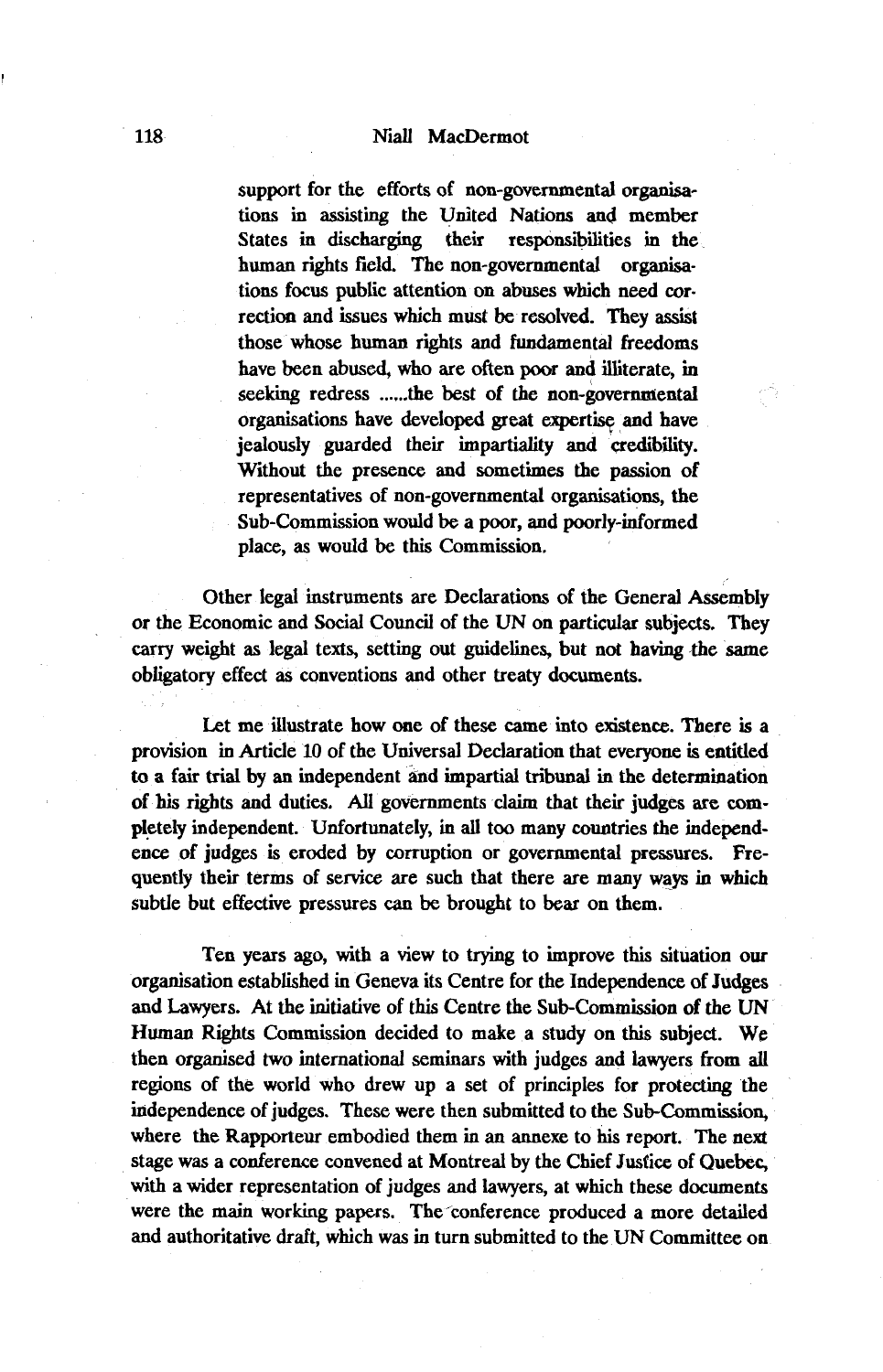> support for the efforts of non-governmental organisations in assisting the United Nations and member States in discharging their responsibilities in the human rights field. The non-governmental organisations focus public attention on abuses which need correction and issues which must be resolved. They assist those whose human rights and fundamental freedoms have been abused, who are often poor and illiterate, in seeking redress ......the best of the non-governmental organisations have developed great expertise and have jealously guarded their impartiality and credibility. Without the presence and sometimes the passion of representatives of non-governmental organisations, the Sub-Commission would be a poor, and poorly-informed place, as would be this Commission.

Other legal instruments are Declarations of the General Assembly or the Economic and Social Council of the UN on particular subjects. They carry weight as legal texts, setting out guidelines, but not having the same obligatory effect as conventions and other treaty documents.

Let me illustrate how one of these came into existence. There is a provision in Article 10 of the Universal Declaration that everyone is entitled to a fair trial by an independent and impartial tribunal in the determination of his rights and duties. All governments claim that their judges are completely independent. Unfortunately, in all too many countries the independence of judges is eroded by corruption or governmental pressures. Frequently their terms of service are such that there are many ways in which subtle but effective pressures can be brought to bear on them.

Ten years ago, with a view to trying to improve this situation our organisation established in Geneva its Centre for the Independence of Judges and Lawyers. At the initiative of this Centre the Sub-Commission of the UN Human Rights Commission decided to make a study on this subject. We then organised two international seminars with judges and lawyers from all regions of the world who drew up a set of principles for protecting the independence of judges. These were then submitted to the Sub-Commission, where the Rapporteur embodied them in an annexe to his report. The next stage was a conference convened at Montreal by the Chief Justice of Quebec, with a wider representation of judges and lawyers, at which these documents were the main working papers. The conference produced a more detailed and authoritative draft, which was in turn submitted to the UN Committee on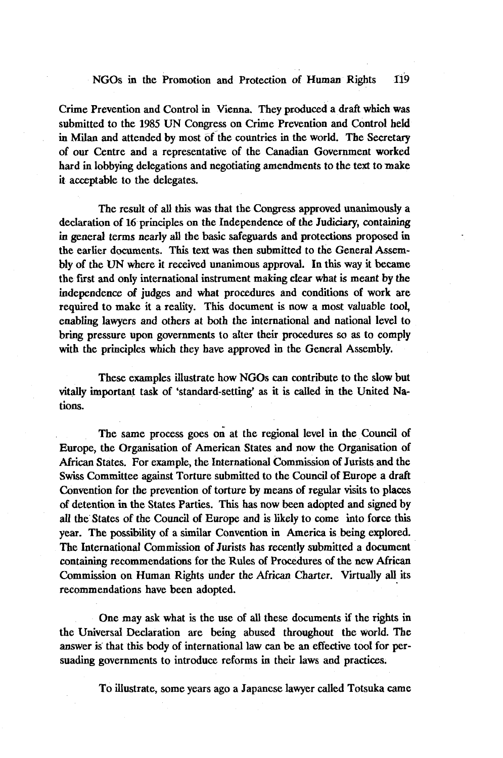Crime Prevention and Control in Vienna. They produced a draft which was submitted to the 1985 UN Congress on Crime Prevention and Control held in Milan and attended by most of the countries in the world. The Secretary of our Centre and a representative of the Canadian Government worked hard in lobbying delegations and negotiating amendments to the text to make it acceptable to the delegates.

The result of all this was that the Congress approved unanimously a declaration of 16 principles on the Independence of the Judiciary, containing in general terms nearly all the basic safeguards and protections proposed in the earlier documents. This text was then submitted to the General Assembly of the UN where it received unanimous approval. In this way it became the first and only international instrument making clear what is meant by the independence of judges and what procedures and conditions of work are required to make it a reality. This document is now a most valuable tool, enabling lawyers and others at both the international and national level to bring pressure upon governments to alter their procedures so as to comply with the principles which they have approved in the General Assembly.

These examples illustrate how NGOs can contribute to the slow but vitally important task of 'standard-setting' as it is called in the United Nations.

The same process goes on at the regional level in the Council of Europe, the Organisation of American States and now the Organisation of African States. For example, the International Commission of Jurists and the Swiss Committee against Torture submitted to the Council of Europe a draft Convention for the prevention of torture by means of regular visits to places of detention in the States Parties. This has now been adopted and signed by all the States of the Council of Europe and is likely to come into force this year. The possibility of a similar Convention in America is being explored. The International Commission of Jurists has recently submitted a document containing recommendations for the Rules of Procedures of the new African Commission on Human Rights under the African Charter. Virtually all its recommendations have been adopted.

One may ask what is the use of all these documents if the rights in the Universal Declaration are being abused throughout the world. The answer is that this body of international law can be an effective tool for persuading governments to introduce reforms in their laws and practices.

To illustrate, some years ago a Japanese lawyer called Totsuka came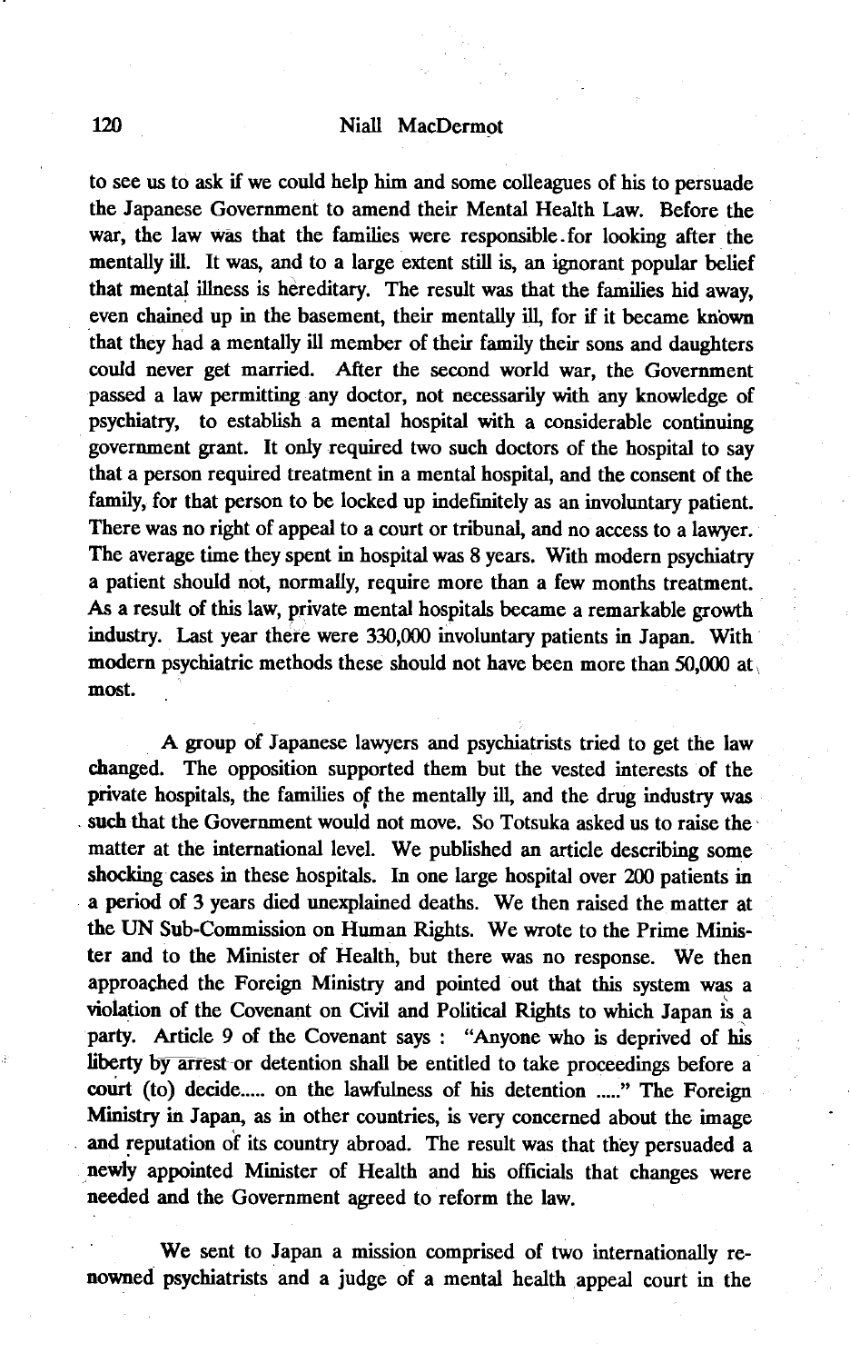to see us to ask if we could help him and some colleagues of his to persuade the Japanese Government to amend their Mental Health Law. Before the war, the law was that the families were responsible for looking after the mentally ill. It was, and to a large extent still is, an ignorant popular belief that mental illness is hereditary. The result was that the families hid away, even chained up in the basement, their mentally ill, for if it became known that they had a mentally ill member of their family their sons and daughters could never get married. After the second world war, the Government passed a law permitting any doctor, not necessarily with any knowledge of psychiatry, to establish a mental hospital with a considerable continuing government grant. It only required two such doctors of the hospital to say that a person required treatment in a mental hospital, and the consent of the family, for that person to be locked up indefinitely as an involuntary patient. There was no right of appeal to a court or tribunal, and no access to a lawyer. The average time they spent in hospital was 8 years. With modern psychiatry a patient should not, normally, require more than a few months treatment. As a result of this law, private mental hospitals became a remarkable growth industry. Last year there were 330,000 involuntary patients in Japan. With modern psychiatric methods these should not have been more than 50,000 at most.

A group of Japanese lawyers and psychiatrists tried to get the law changed. The opposition supported them but the vested interests of the private hospitals, the families of the mentally ill, and the drug industry was such that the Government would not move. So Totsuka asked us to raise the matter at the international level. We published an article describing some shocking cases in these hospitals. In one large hospital over 200 patients in a period of 3 years died unexplained deaths. We then raised the matter at the UN Sub-Commission on Human Rights. We wrote to the Prime Minister and to the Minister of Health, but there was no response. We then approached the Foreign Ministry and pointed out that this system was a violation of the Covenant on Civil and Political Rights to which Japan is a party. Article 9 of the Covenant says : "Anyone who is deprived of his liberty by arrest or detention shall be entitled to take proceedings before a court (to) decide..... on the lawfulness of his detention ....." The Foreign Ministry in Japan, as in other countries, is very concerned about the image and reputation of its country abroad. The result was that they persuaded a newly appointed Minister of Health and his officials that changes were needed and the Government agreed to reform the law.

We sent to Japan a mission comprised of two internationally renowned psychiatrists and a judge of a mental health appeal court in the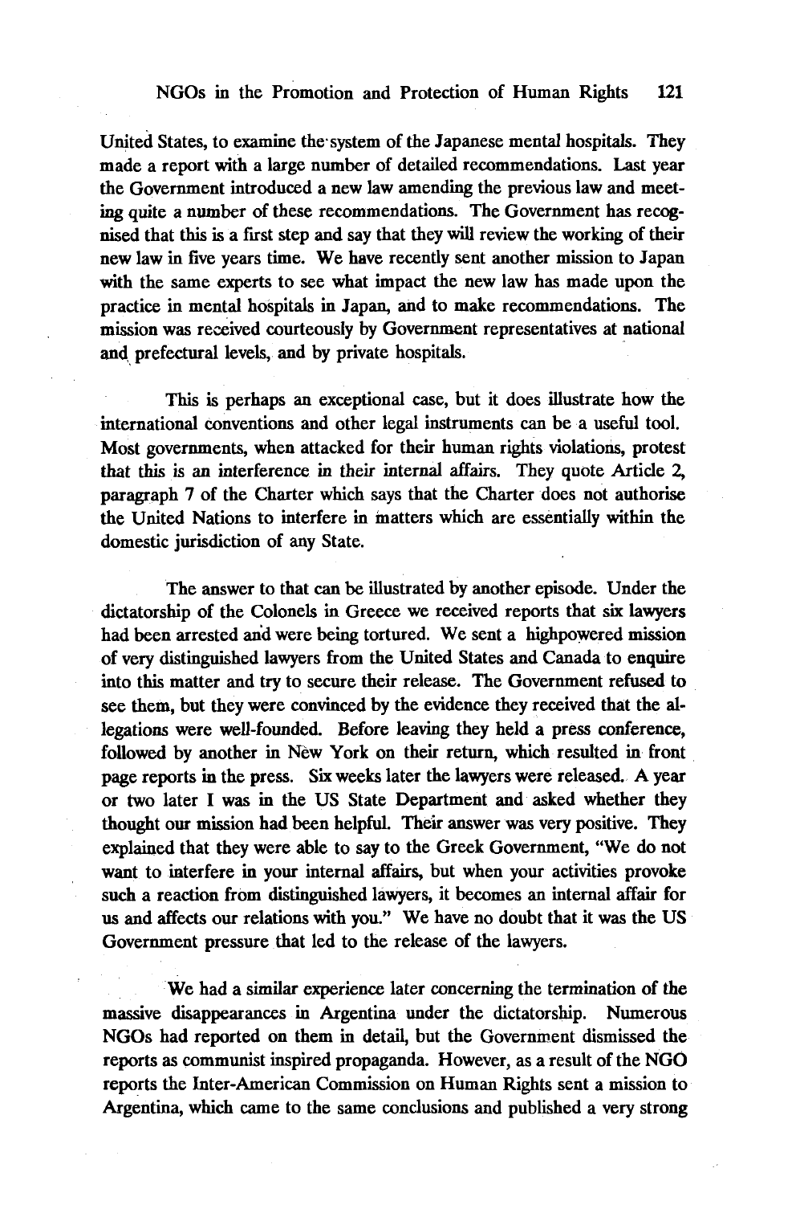United States, to examine the system of the Japanese mental hospitals. They made a report with a large number of detailed recommendations. Last year the Government introduced a new law amending the previous law and meeting quite a number of these recommendations. The Government has recognised that this is a first step and say that they will review the working of their new law in five years time. We have recently sent another mission to Japan with the same experts to see what impact the new law has made upon the practice in mental hospitals in Japan, and to make recommendations. The mission was received courteously by Government representatives at national and prefectural levels, and by private hospitals.

This is perhaps an exceptional case, but it does illustrate how the international conventions and other legal instruments can be a useful tool. Most governments, when attacked for their human rights violations, protest that this is an interference in their internal affairs. They quote Article 2, paragraph 7 of the Charter which says that the Charter does not authorise the United Nations to interfere in matters which are essentially within the domestic jurisdiction of any State.

The answer to that can be illustrated by another episode. Under the dictatorship of the Colonels in Greece we received reports that six lawyers had been arrested and were being tortured. We sent a highpowered mission of very distinguished lawyers from the United States and Canada to enquire into this matter and try to secure their release. The Government refused to see them, but they were convinced by the evidence they received that the allegations were well-founded. Before leaving they held a press conference, followed by another in New York on their return, which resulted in front page reports in the press. Six weeks later the lawyers were released. A year or two later I was in the US State Department and asked whether they thought our mission had been helpful. Their answer was very positive. They explained that they were able to say to the Greek Government, "We do not want to interfere in your internal affairs, but when your activities provoke such a reaction from distinguished lawyers, it becomes an internal affair for us and affects our relations with you." We have no doubt that it was the US Government pressure that led to the release of the lawyers.

We had a similar experience later concerning the termination of the massive disappearances in Argentina under the dictatorship. Numerous NGOs had reported on them in detail, but the Government dismissed the reports as communist inspired propaganda. However, as a result of the NGO reports the Inter-American Commission on Human Rights sent a mission to Argentina, which came to the same conclusions and published a very strong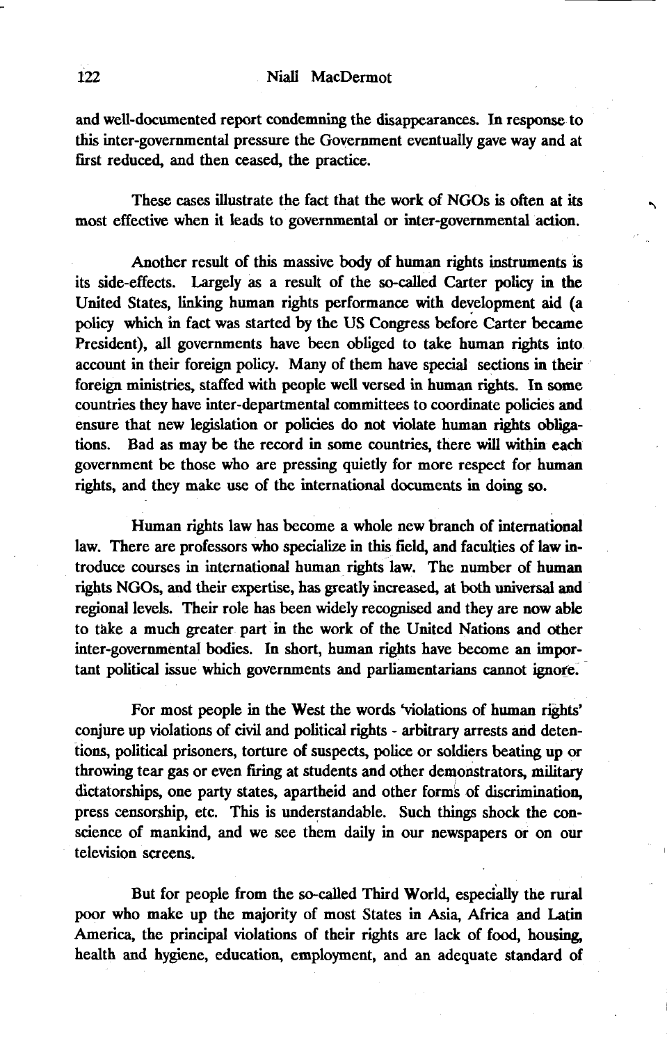and well-documented report condemning the disappearances. In response to this inter-governmental pressure the Government eventually gave way and at first reduced, and then ceased, the practice.

These cases illustrate the fact that the work of NGOs is often at its most effective when it leads to governmental or inter-governmental action.

Another result of this massive body of human rights instruments is its side-effects. Largely as a result of the so-called Carter policy in the United States, linking human rights performance with development aid (a policy which in fact was started by the US Congress before Carter became President), all governments have been obliged to take human rights into account in their foreign policy. Many of them have special sections in their foreign ministries, staffed with people well versed in human rights. In some countries they have inter-departmental committees to coordinate policies and ensure that new legislation or policies do not violate human rights obligations. Bad as may be the record in some countries, there will within each government be those who are pressing quietly for more respect for human rights, and they make use of the international documents in doing so.

Human rights law has become a whole new branch of international law. There are professors who specialize in this field, and faculties of law introduce courses in international human rights law. The number of human rights NGOs, and their expertise, has greatly increased, at both universal and regional levels. Their role has been widely recognised and they are now able to take a much greater part in the work of the United Nations and other inter-governmental bodies. In short, human rights have become an important political issue which governments and parliamentarians cannot ignore.

For most people in the West the words 'violations of human rights' conjure up violations of civil and political rights - arbitrary arrests and detentions, political prisoners, torture of suspects, police or soldiers beating up or throwing tear gas or even firing at students and other demonstrators, military dictatorships, one party states, apartheid and other forms of discrimination, press censorship, etc. This is understandable. Such things shock the conscience of mankind, and we see them daily in our newspapers or on our television screens.

But for people from the so-called Third World, especially the rural poor who make up the majority of most States in Asia, Africa and Latin America, the principal violations of their rights are lack of food, housing, health and hygiene, education, employment, and an adequate standard of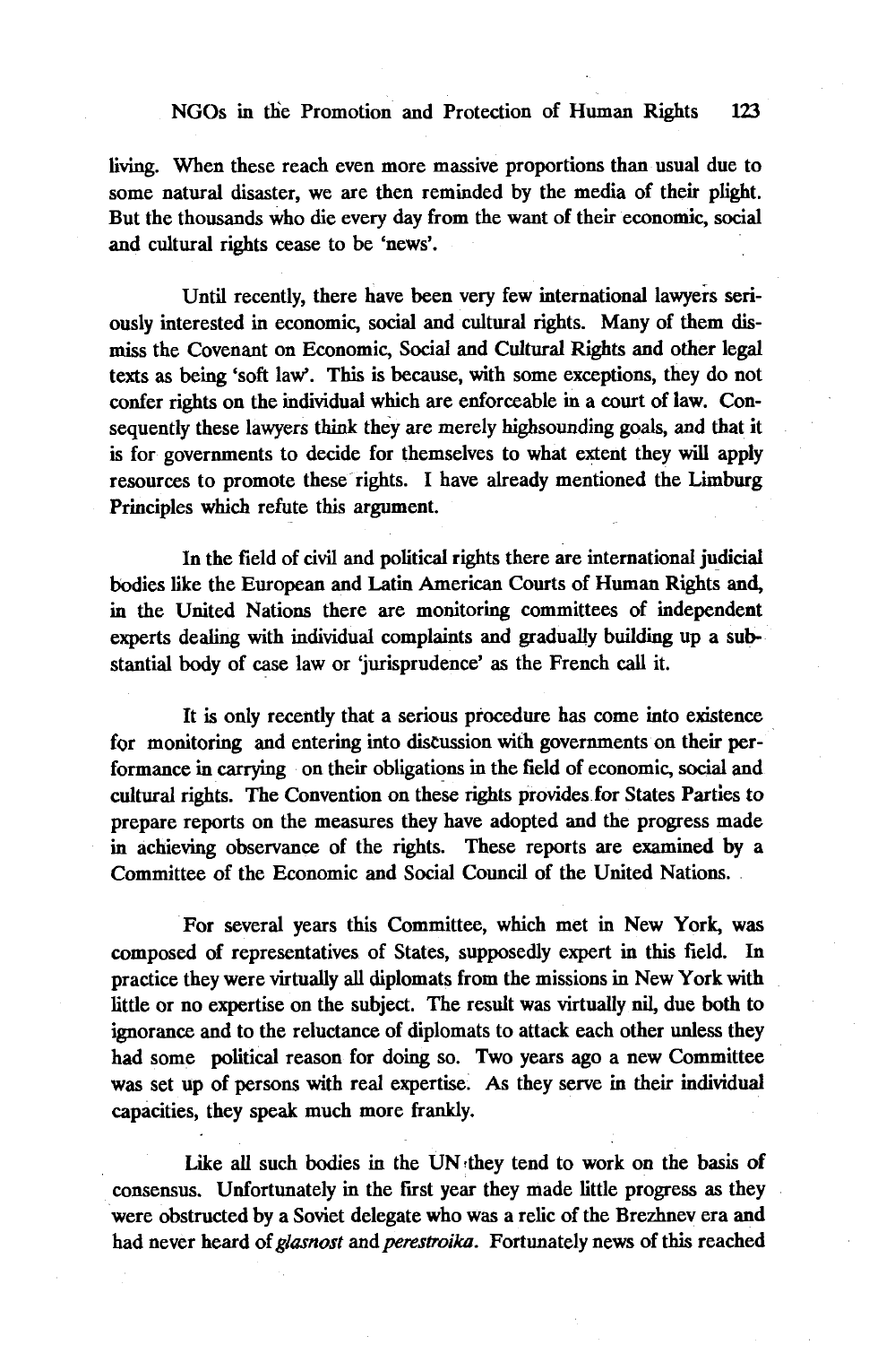living. When these reach even more massive proportions than usual due to some natural disaster, we are then reminded by the media of their plight. But the thousands who die every day from the want of their economic, social and cultural rights cease to be 'news'.

Until recently, there have been very few international lawyers seriously interested in economic, social and cultural rights. Many of them dismiss the Covenant on Economic, Social and Cultural Rights and other legal texts as being 'soft law'. This is because, with some exceptions, they do not confer rights on the individual which are enforceable in a court of law. Consequently these lawyers think they are merely highsounding goals, and that it is for governments to decide for themselves to what extent they will apply resources to promote these rights. I have already mentioned the Limburg Principles which refute this argument.

In the field of civil and political rights there are international judicial bodies like the European and Latin American Courts of Human Rights and, in the United Nations there are monitoring committees of independent experts dealing with individual complaints and gradually building up a substantial body of case law or 'jurisprudence' as the French call it.

It is only recently that a serious procedure has come into existence for monitoring and entering into discussion with governments on their performance in carrying on their obligations in the field of economic, social and cultural rights. The Convention on these rights provides for States Parties to prepare reports on the measures they have adopted and the progress made in achieving observance of the rights. These reports are examined by a Committee of the Economic and Social Council of the United Nations.

For several years this Committee, which met in New York, was composed of representatives of States, supposedly expert in this field. In practice they were virtually all diplomats from the missions in New York with little or no expertise on the subject. The result was virtually nil, due both to ignorance and to the reluctance of diplomats to attack each other unless they had some political reason for doing so. Two years ago a new Committee was set up of persons with real expertise. As they serve in their individual capacities, they speak much more frankly.

Like all such bodies in the UN they tend to work on the basis of consensus. Unfortunately in the first year they made little progress as they were obstructed by a Soviet delegate who was a relic of the Brezhnev era and had never heard of *glasnost* and *perestroika*. Fortunately news of this reached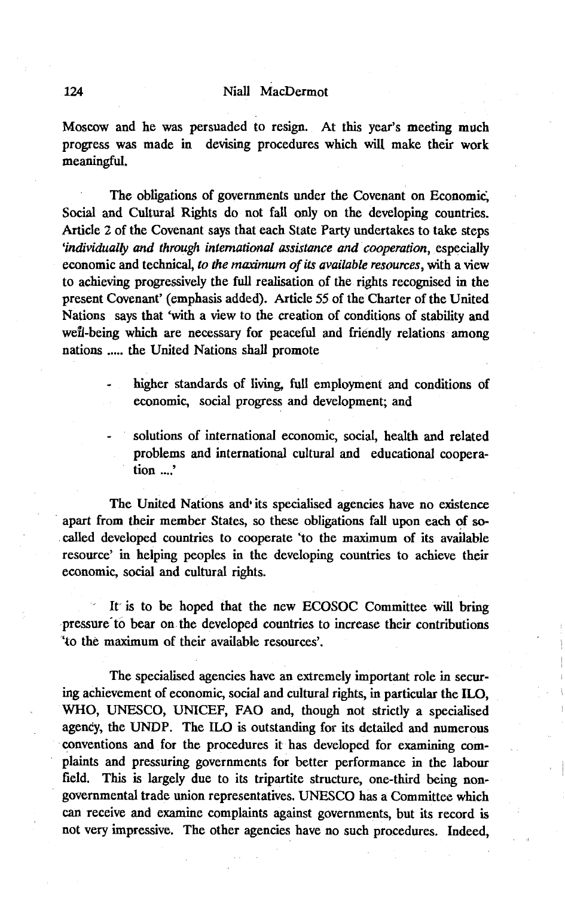Moscow and he was persuaded to resign. At this year's meeting much progress was made in devising procedures which will make their work meaningful.

The obligations of governments under the Covenant on Economic, Social and Cultural Rights do not fall only on the developing countries. Article 2 of the Covenant says that each State Party undertakes to take steps '*individually and through international assistance and cooperation*, especially economic and technical, *to the maximum of its available resources*, with a view to achieving progressively the full realisation of the rights recognised in the present Covenant' (emphasis added). Article 55 of the Charter of the United Nations says that 'with a view to the creation of conditions of stability and well-being which are necessary for peaceful and friendly relations among nations ..... the United Nations shall promote

- higher standards of living, full employment and conditions of economic, social progress and development; and
- solutions of international economic, social, health and related problems and international cultural and educational cooperation ....'

The United Nations and its specialised agencies have no existence apart from their member States, so these obligations fall upon each of so-called developed countries to cooperate 'to the maximum of its available resource' in helping peoples in the developing countries to achieve their economic, social and cultural rights.

It is to be hoped that the new ECOSOC Committee will bring pressure to bear on the developed countries to increase their contributions 'to the maximum of their available resources'.

The specialised agencies have an extremely important role in securing achievement of economic, social and cultural rights, in particular the ILO, WHO, UNESCO, UNICEF, FAO and, though not strictly a specialised agency, the UNDP. The ILO is outstanding for its detailed and numerous conventions and for the procedures it has developed for examining complaints and pressuring governments for better performance in the labour field. This is largely due to its tripartite structure, one-third being non-governmental trade union representatives. UNESCO has a Committee which can receive and examine complaints against governments, but its record is not very impressive. The other agencies have no such procedures. Indeed,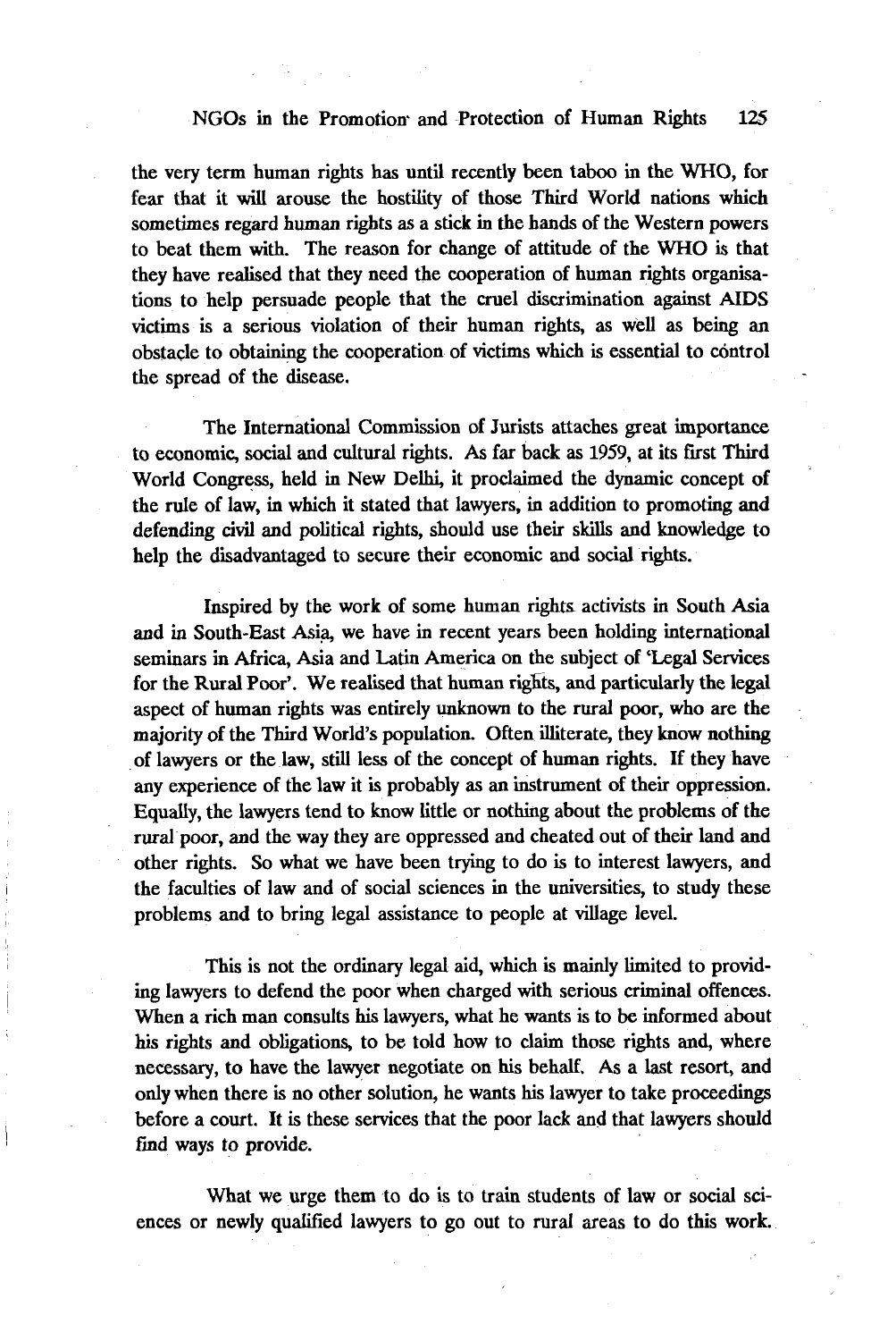the very term human rights has until recently been taboo in the WHO, for fear that it will arouse the hostility of those Third World nations which sometimes regard human rights as a stick in the hands of the Western powers to beat them with. The reason for change of attitude of the WHO is that they have realised that they need the cooperation of human rights organisations to help persuade people that the cruel discrimination against AIDS victims is a serious violation of their human rights, as well as being an obstacle to obtaining the cooperation of victims which is essential to control the spread of the disease.

The International Commission of Jurists attaches great importance to economic, social and cultural rights. As far back as 1959, at its first Third World Congress, held in New Delhi, it proclaimed the dynamic concept of the rule of law, in which it stated that lawyers, in addition to promoting and defending civil and political rights, should use their skills and knowledge to help the disadvantaged to secure their economic and social rights.

Inspired by the work of some human rights activists in South Asia and in South-East Asia, we have in recent years been holding international seminars in Africa, Asia and Latin America on the subject of 'Legal Services for the Rural Poor'. We realised that human rights, and particularly the legal aspect of human rights was entirely unknown to the rural poor, who are the majority of the Third World's population. Often illiterate, they know nothing of lawyers or the law, still less of the concept of human rights. If they have any experience of the law it is probably as an instrument of their oppression. Equally, the lawyers tend to know little or nothing about the problems of the rural poor, and the way they are oppressed and cheated out of their land and other rights. So what we have been trying to do is to interest lawyers, and the faculties of law and of social sciences in the universities, to study these problems and to bring legal assistance to people at village level.

This is not the ordinary legal aid, which is mainly limited to providing lawyers to defend the poor when charged with serious criminal offences. When a rich man consults his lawyers, what he wants is to be informed about his rights and obligations, to be told how to claim those rights and, where necessary, to have the lawyer negotiate on his behalf. As a last resort, and only when there is no other solution, he wants his lawyer to take proceedings before a court. It is these services that the poor lack and that lawyers should find ways to provide.

What we urge them to do is to train students of law or social sciences or newly qualified lawyers to go out to rural areas to do this work.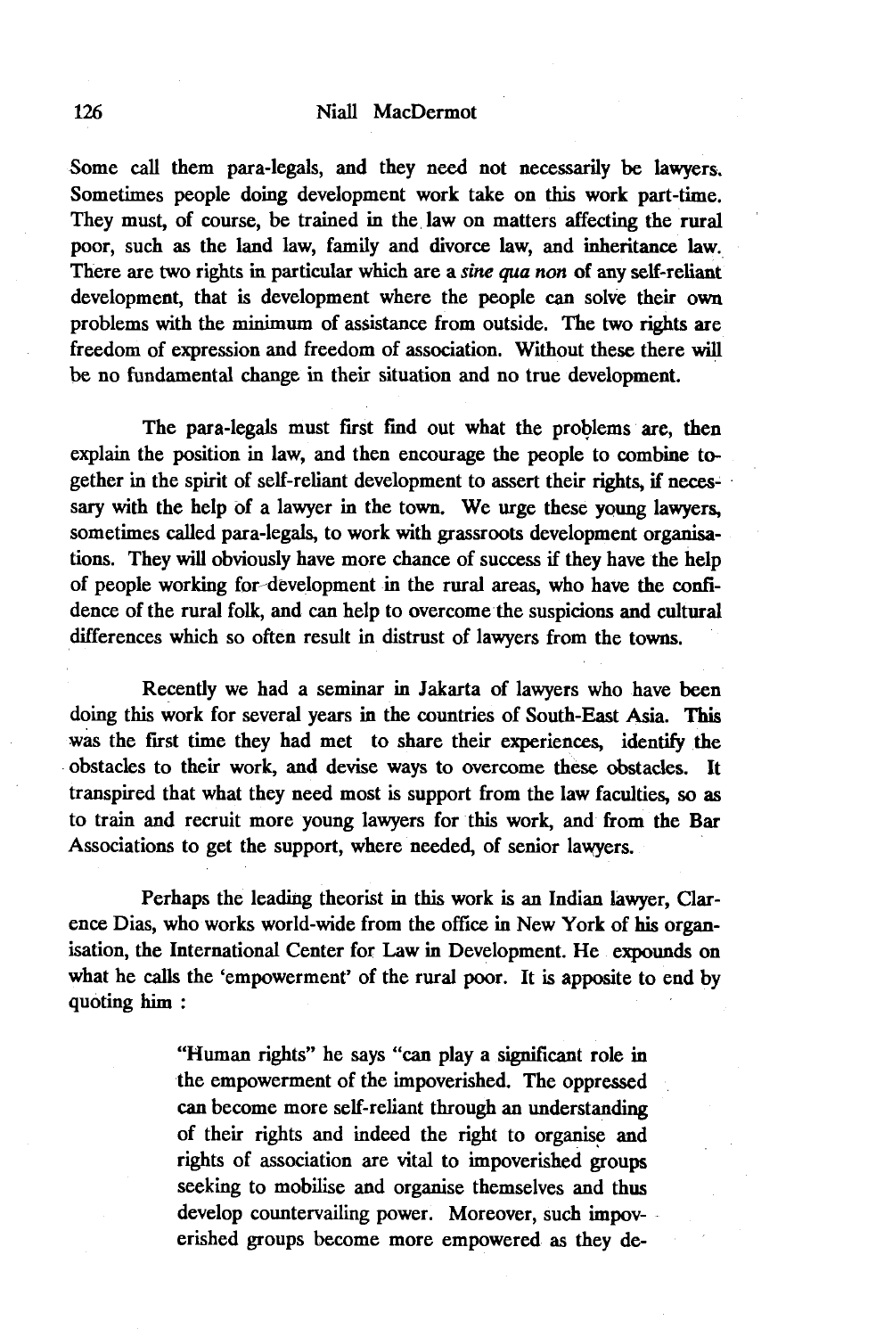Some call them para-legals, and they need not necessarily be lawyers. Sometimes people doing development work take on this work part-time. They must, of course, be trained in the law on matters affecting the rural poor, such as the land law, family and divorce law, and inheritance law. There are two rights in particular which are a *sine qua non* of any self-reliant development, that is development where the people can solve their own problems with the minimum of assistance from outside. The two rights are freedom of expression and freedom of association. Without these there will be no fundamental change in their situation and no true development.

The para-legals must first find out what the problems are, then explain the position in law, and then encourage the people to combine together in the spirit of self-reliant development to assert their rights, if necessary with the help of a lawyer in the town. We urge these young lawyers, sometimes called para-legals, to work with grassroots development organisations. They will obviously have more chance of success if they have the help of people working for development in the rural areas, who have the confidence of the rural folk, and can help to overcome the suspicions and cultural differences which so often result in distrust of lawyers from the towns.

Recently we had a seminar in Jakarta of lawyers who have been doing this work for several years in the countries of South-East Asia. This was the first time they had met to share their experiences, identify the obstacles to their work, and devise ways to overcome these obstacles. It transpired that what they need most is support from the law faculties, so as to train and recruit more young lawyers for this work, and from the Bar Associations to get the support, where needed, of senior lawyers.

Perhaps the leading theorist in this work is an Indian lawyer, Clarence Dias, who works world-wide from the office in New York of his organisation, the International Center for Law in Development. He expounds on what he calls the 'empowerment' of the rural poor. It is apposite to end by quoting him :

> "Human rights" he says "can play a significant role in the empowerment of the impoverished. The oppressed can become more self-reliant through an understanding of their rights and indeed the right to organise and rights of association are vital to impoverished groups seeking to mobilise and organise themselves and thus develop countervailing power. Moreover, such impoverished groups become more empowered as they de-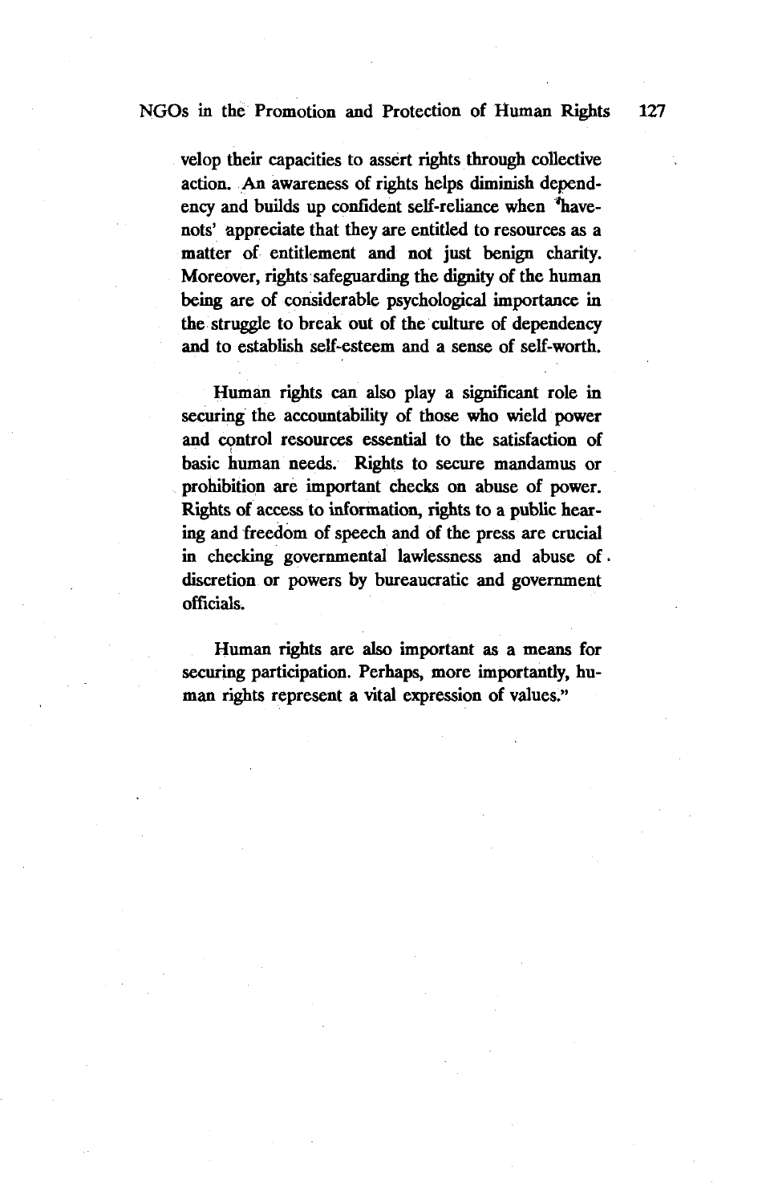velop their capacities to assert rights through collective action. An awareness of rights helps diminish dependency and builds up confident self-reliance when 'have-nots' appreciate that they are entitled to resources as a matter of entitlement and not just benign charity. Moreover, rights safeguarding the dignity of the human being are of considerable psychological importance in the struggle to break out of the culture of dependency and to establish self-esteem and a sense of self-worth.

Human rights can also play a significant role in securing the accountability of those who wield power and control resources essential to the satisfaction of basic human needs. Rights to secure mandamus or prohibition are important checks on abuse of power. Rights of access to information, rights to a public hearing and freedom of speech and of the press are crucial in checking governmental lawlessness and abuse of discretion or powers by bureaucratic and government officials.

Human rights are also important as a means for securing participation. Perhaps, more importantly, human rights represent a vital expression of values."